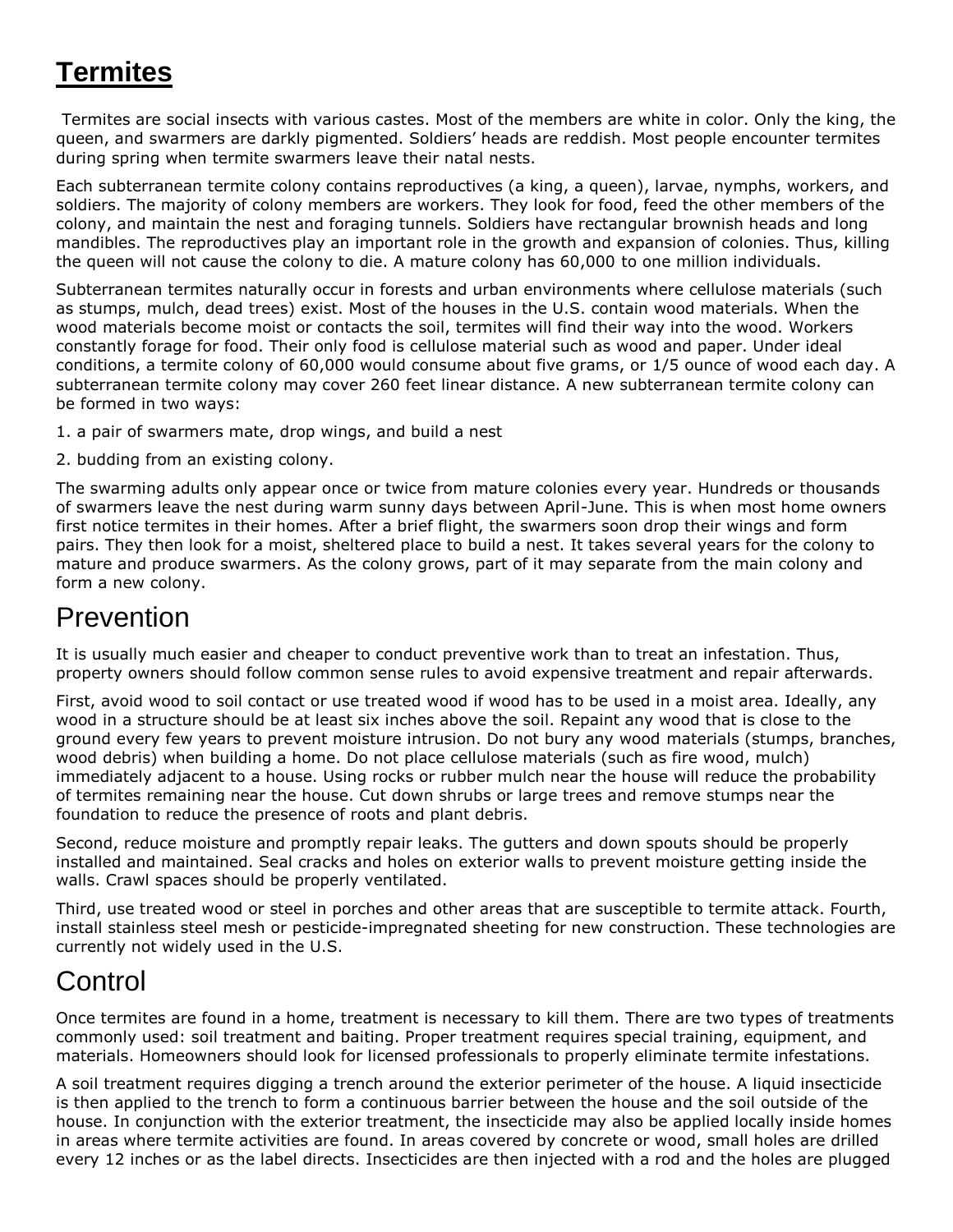# Termites

Termites are social insects with various castes. Most of the members are white in color. Only the king, the queen, and swarmers are darkly pigmented. Soldiers' heads are reddish. Most people encounter termites during spring when termite swarmers leave their natal nests.

Each subterranean termite colony contains reproductives (a king, a queen), larvae, nymphs, workers, and soldiers. The majority of colony members are workers. They look for food, feed the other members of the colony, and maintain the nest and foraging tunnels. Soldiers have rectangular brownish heads and long mandibles. The reproductives play an important role in the growth and expansion of colonies. Thus, killing the queen will not cause the colony to die. A mature colony has 60,000 to one million individuals.

Subterranean termites naturally occur in forests and urban environments where cellulose materials (such as stumps, mulch, dead trees) exist. Most of the houses in the U.S. contain wood materials. When the wood materials become moist or contacts the soil, termites will find their way into the wood. Workers constantly forage for food. Their only food is cellulose material such as wood and paper. Under ideal conditions, a termite colony of 60,000 would consume about five grams, or 1/5 ounce of wood each day. A subterranean termite colony may cover 260 feet linear distance. A new subterranean termite colony can be formed in two ways:

1. a pair of swarmers mate, drop wings, and build a nest
2. budding from an existing colony.

The swarming adults only appear once or twice from mature colonies every year. Hundreds or thousands of swarmers leave the nest during warm sunny days between April-June. This is when most home owners first notice termites in their homes. After a brief flight, the swarmers soon drop their wings and form pairs. They then look for a moist, sheltered place to build a nest. It takes several years for the colony to mature and produce swarmers. As the colony grows, part of it may separate from the main colony and form a new colony.

## Prevention

It is usually much easier and cheaper to conduct preventive work than to treat an infestation. Thus, property owners should follow common sense rules to avoid expensive treatment and repair afterwards.

First, avoid wood to soil contact or use treated wood if wood has to be used in a moist area. Ideally, any wood in a structure should be at least six inches above the soil. Repaint any wood that is close to the ground every few years to prevent moisture intrusion. Do not bury any wood materials (stumps, branches, wood debris) when building a home. Do not place cellulose materials (such as fire wood, mulch) immediately adjacent to a house. Using rocks or rubber mulch near the house will reduce the probability of termites remaining near the house. Cut down shrubs or large trees and remove stumps near the foundation to reduce the presence of roots and plant debris.

Second, reduce moisture and promptly repair leaks. The gutters and down spouts should be properly installed and maintained. Seal cracks and holes on exterior walls to prevent moisture getting inside the walls. Crawl spaces should be properly ventilated.

Third, use treated wood or steel in porches and other areas that are susceptible to termite attack. Fourth, install stainless steel mesh or pesticide-impregnated sheeting for new construction. These technologies are currently not widely used in the U.S.

## Control

Once termites are found in a home, treatment is necessary to kill them. There are two types of treatments commonly used: soil treatment and baiting. Proper treatment requires special training, equipment, and materials. Homeowners should look for licensed professionals to properly eliminate termite infestations.

A soil treatment requires digging a trench around the exterior perimeter of the house. A liquid insecticide is then applied to the trench to form a continuous barrier between the house and the soil outside of the house. In conjunction with the exterior treatment, the insecticide may also be applied locally inside homes in areas where termite activities are found. In areas covered by concrete or wood, small holes are drilled every 12 inches or as the label directs. Insecticides are then injected with a rod and the holes are plugged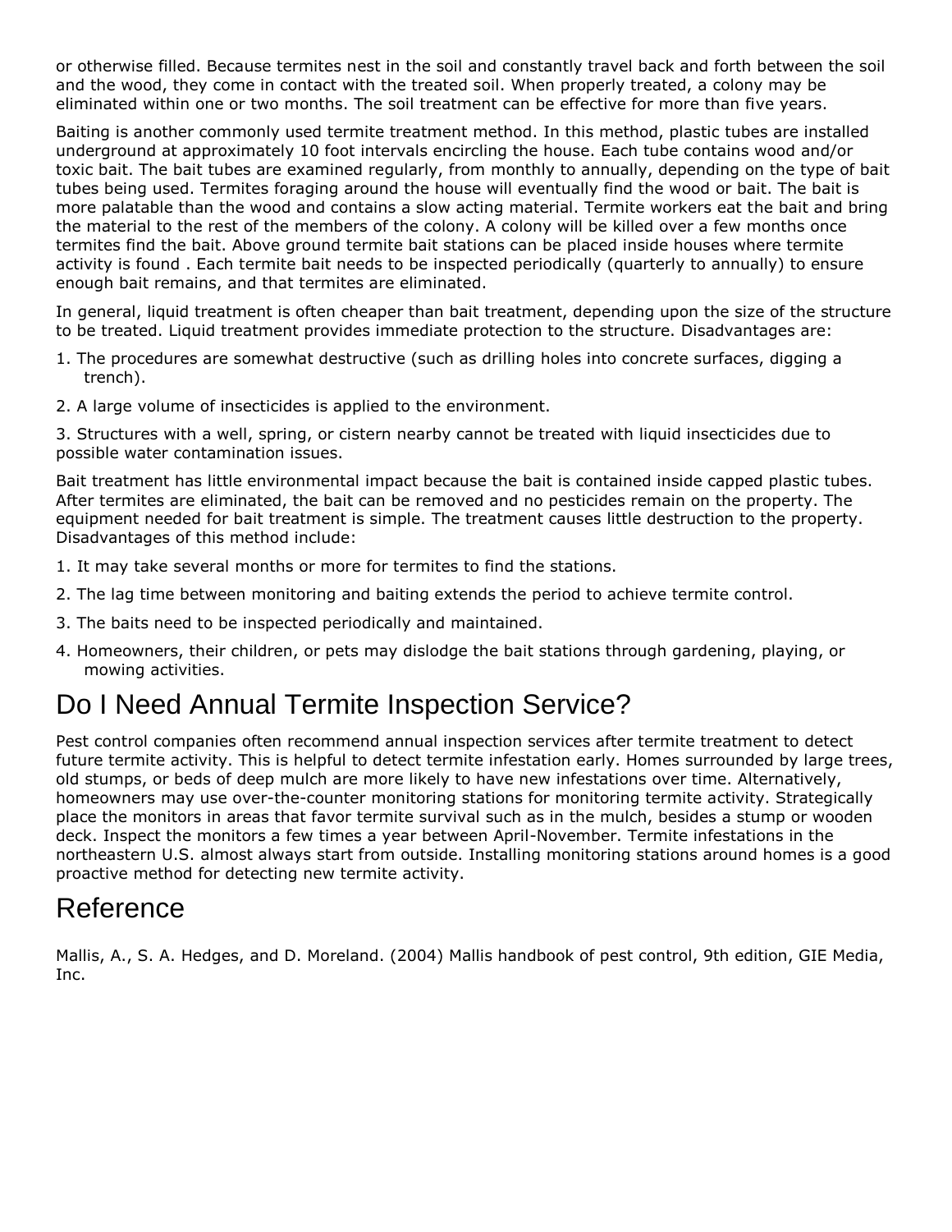or otherwise filled. Because termites nest in the soil and constantly travel back and forth between the soil and the wood, they come in contact with the treated soil. When properly treated, a colony may be eliminated within one or two months. The soil treatment can be effective for more than five years.

Baiting is another commonly used termite treatment method. In this method, plastic tubes are installed underground at approximately 10 foot intervals encircling the house. Each tube contains wood and/or toxic bait. The bait tubes are examined regularly, from monthly to annually, depending on the type of bait tubes being used. Termites foraging around the house will eventually find the wood or bait. The bait is more palatable than the wood and contains a slow acting material. Termite workers eat the bait and bring the material to the rest of the members of the colony. A colony will be killed over a few months once termites find the bait. Above ground termite bait stations can be placed inside houses where termite activity is found . Each termite bait needs to be inspected periodically (quarterly to annually) to ensure enough bait remains, and that termites are eliminated.

In general, liquid treatment is often cheaper than bait treatment, depending upon the size of the structure to be treated. Liquid treatment provides immediate protection to the structure. Disadvantages are:

1. The procedures are somewhat destructive (such as drilling holes into concrete surfaces, digging a trench).
2. A large volume of insecticides is applied to the environment.
3. Structures with a well, spring, or cistern nearby cannot be treated with liquid insecticides due to possible water contamination issues.

Bait treatment has little environmental impact because the bait is contained inside capped plastic tubes. After termites are eliminated, the bait can be removed and no pesticides remain on the property. The equipment needed for bait treatment is simple. The treatment causes little destruction to the property. Disadvantages of this method include:

1. It may take several months or more for termites to find the stations.
2. The lag time between monitoring and baiting extends the period to achieve termite control.
3. The baits need to be inspected periodically and maintained.
4. Homeowners, their children, or pets may dislodge the bait stations through gardening, playing, or mowing activities.

## Do I Need Annual Termite Inspection Service?

Pest control companies often recommend annual inspection services after termite treatment to detect future termite activity. This is helpful to detect termite infestation early. Homes surrounded by large trees, old stumps, or beds of deep mulch are more likely to have new infestations over time. Alternatively, homeowners may use over-the-counter monitoring stations for monitoring termite activity. Strategically place the monitors in areas that favor termite survival such as in the mulch, besides a stump or wooden deck. Inspect the monitors a few times a year between April-November. Termite infestations in the northeastern U.S. almost always start from outside. Installing monitoring stations around homes is a good proactive method for detecting new termite activity.

## Reference

Mallis, A., S. A. Hedges, and D. Moreland. (2004) Mallis handbook of pest control, 9th edition, GIE Media, Inc.